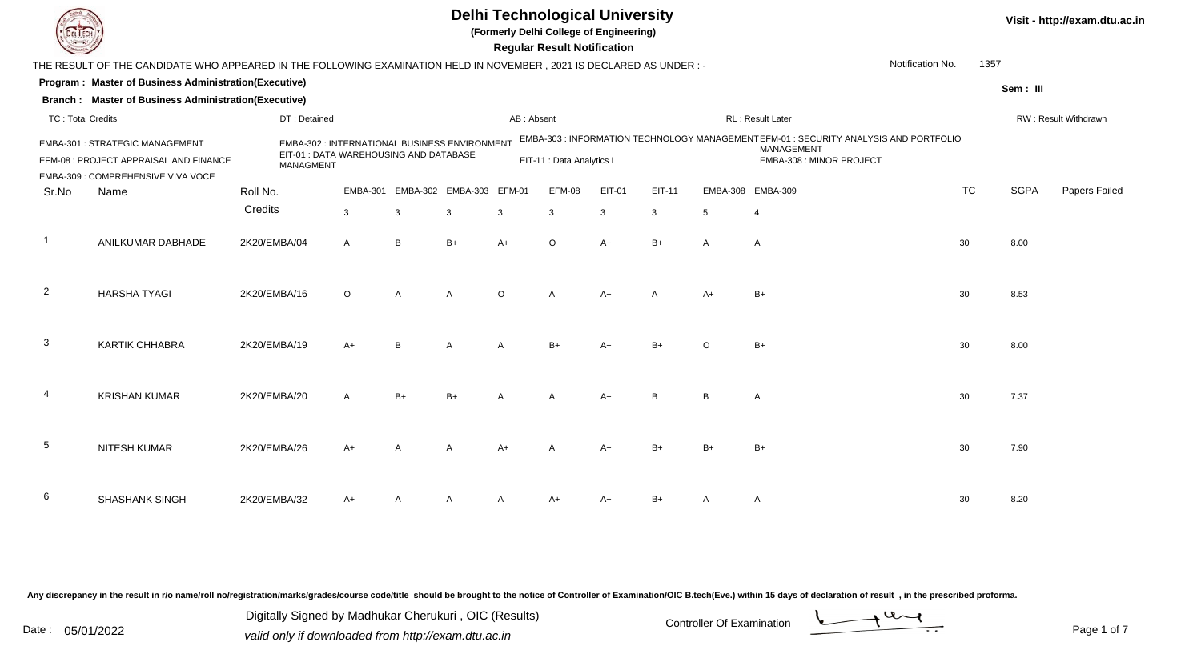# Delhi Technological University

**(Formerly Delhi College of Engineering)**

**Regular Result Notification**

Visit - http://exam.dtu.ac.in

THE RESULT OF THE CANDIDATE WHO APPEARED IN THE FOLLOWING EXAMINATION HELD IN NOVEMBER , 2021 IS DECLARED AS UNDER : -

Notification No. 1357

**Program : Master of Business Administration(Executive)**

**Branch : Master of Business Administration(Executive)**

Sem : III

TC : Total Credits | DT : Detained | AB : Absent | RL : Result Later | RW : Result Withdrawn

EMBA-301 : STRATEGIC MANAGEMENT
EMBA-302 : INTERNATIONAL BUSINESS ENVIRONMENT
EMBA-303 : INFORMATION TECHNOLOGY MANAGEMENT
EFM-01 : SECURITY ANALYSIS AND PORTFOLIO MANAGEMENT
EFM-08 : PROJECT APPRAISAL AND FINANCE
EIT-01 : DATA WAREHOUSING AND DATABASE MANAGMENT
EIT-11 : Data Analytics I
EMBA-308 : MINOR PROJECT
EMBA-309 : COMPREHENSIVE VIVA VOCE

| Sr.No | Name | Roll No. | EMBA-301 | EMBA-302 | EMBA-303 | EFM-01 | EFM-08 | EIT-01 | EIT-11 | EMBA-308 | EMBA-309 | TC | SGPA | Papers Failed |
|---|---|---|---|---|---|---|---|---|---|---|---|---|---|---|
| | | Credits | 3 | 3 | 3 | 3 | 3 | 3 | 3 | 5 | 4 | | | |
| 1 | ANILKUMAR DABHADE | 2K20/EMBA/04 | A | B | B+ | A+ | O | A+ | B+ | A | A | 30 | 8.00 | |
| 2 | HARSHA TYAGI | 2K20/EMBA/16 | O | A | A | O | A | A+ | A | A+ | B+ | 30 | 8.53 | |
| 3 | KARTIK CHHABRA | 2K20/EMBA/19 | A+ | B | A | A | B+ | A+ | B+ | O | B+ | 30 | 8.00 | |
| 4 | KRISHAN KUMAR | 2K20/EMBA/20 | A | B+ | B+ | A | A | A+ | B | B | A | 30 | 7.37 | |
| 5 | NITESH KUMAR | 2K20/EMBA/26 | A+ | A | A | A+ | A | A+ | B+ | B+ | B+ | 30 | 7.90 | |
| 6 | SHASHANK SINGH | 2K20/EMBA/32 | A+ | A | A | A | A+ | A+ | B+ | A | A | 30 | 8.20 | |

Any discrepancy in the result in r/o name/roll no/registration/marks/grades/course code/title should be brought to the notice of Controller of Examination/OIC B.tech(Eve.) within 15 days of declaration of result , in the prescribed proforma.

Date : 05/01/2022

Digitally Signed by Madhukar Cherukuri , OIC (Results)
valid only if downloaded from http://exam.dtu.ac.in

Controller Of Examination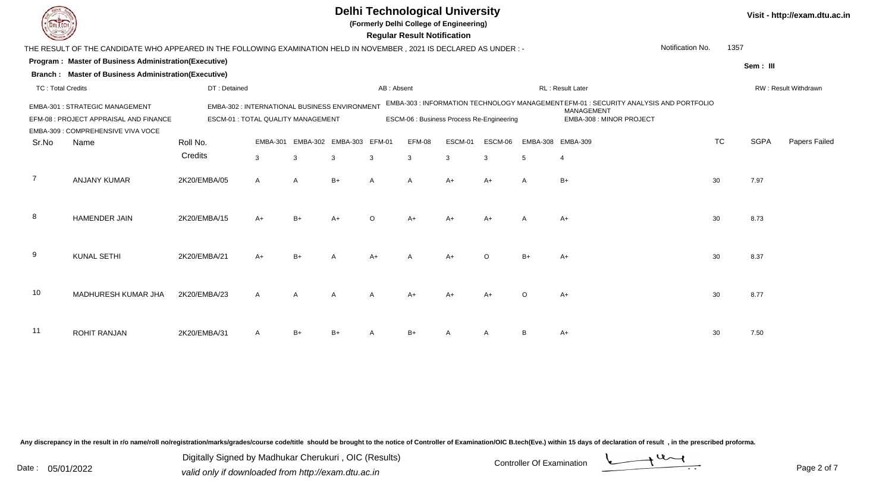# Delhi Technological University

**(Formerly Delhi College of Engineering)**

**Regular Result Notification**

Visit - http://exam.dtu.ac.in

THE RESULT OF THE CANDIDATE WHO APPEARED IN THE FOLLOWING EXAMINATION HELD IN NOVEMBER , 2021 IS DECLARED AS UNDER : -

Notification No. 1357

**Program : Master of Business Administration(Executive)**

**Branch : Master of Business Administration(Executive)**

Sem : III

TC : Total Credits | DT : Detained | AB : Absent | RL : Result Later | RW : Result Withdrawn

EMBA-301 : STRATEGIC MANAGEMENT
EMBA-302 : INTERNATIONAL BUSINESS ENVIRONMENT
EMBA-303 : INFORMATION TECHNOLOGY MANAGEMENT
EFM-01 : SECURITY ANALYSIS AND PORTFOLIO MANAGEMENT
EFM-08 : PROJECT APPRAISAL AND FINANCE
ESCM-01 : TOTAL QUALITY MANAGEMENT
ESCM-06 : Business Process Re-Engineering
EMBA-308 : MINOR PROJECT
EMBA-309 : COMPREHENSIVE VIVA VOCE

| Sr.No | Name | Roll No. | EMBA-301 | EMBA-302 | EMBA-303 | EFM-01 | EFM-08 | ESCM-01 | ESCM-06 | EMBA-308 | EMBA-309 | TC | SGPA | Papers Failed |
|---|---|---|---|---|---|---|---|---|---|---|---|---|---|---|
| | | Credits | 3 | 3 | 3 | 3 | 3 | 3 | 3 | 5 | 4 | | | |
| 7 | ANJANY KUMAR | 2K20/EMBA/05 | A | A | B+ | A | A | A+ | A+ | A | B+ | 30 | 7.97 | |
| 8 | HAMENDER JAIN | 2K20/EMBA/15 | A+ | B+ | A+ | O | A+ | A+ | A+ | A | A+ | 30 | 8.73 | |
| 9 | KUNAL SETHI | 2K20/EMBA/21 | A+ | B+ | A | A+ | A | A+ | O | B+ | A+ | 30 | 8.37 | |
| 10 | MADHURESH KUMAR JHA | 2K20/EMBA/23 | A | A | A | A | A+ | A+ | A+ | O | A+ | 30 | 8.77 | |
| 11 | ROHIT RANJAN | 2K20/EMBA/31 | A | B+ | B+ | A | B+ | A | A | B | A+ | 30 | 7.50 | |

Any discrepancy in the result in r/o name/roll no/registration/marks/grades/course code/title should be brought to the notice of Controller of Examination/OIC B.tech(Eve.) within 15 days of declaration of result , in the prescribed proforma.

Date : 05/01/2022

Digitally Signed by Madhukar Cherukuri , OIC (Results)
valid only if downloaded from http://exam.dtu.ac.in

Controller Of Examination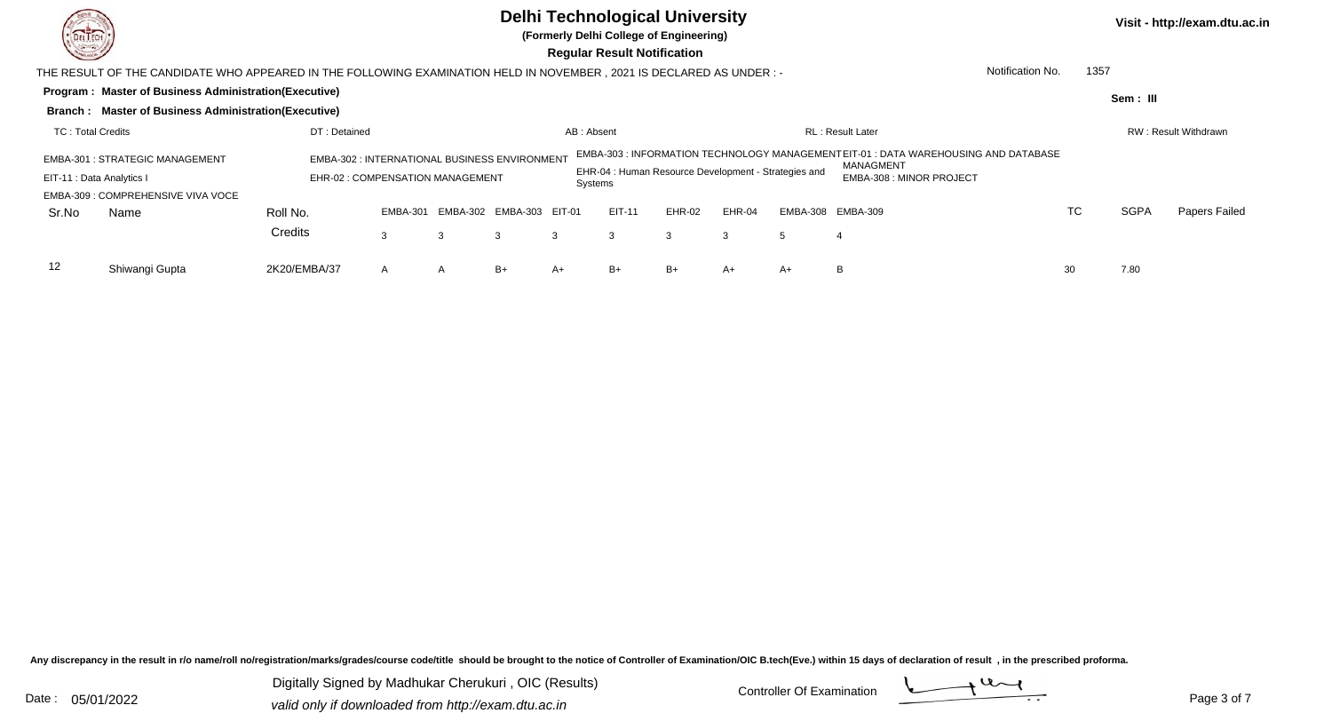# Delhi Technological University

**(Formerly Delhi College of Engineering)**

**Regular Result Notification**

Visit - http://exam.dtu.ac.in

THE RESULT OF THE CANDIDATE WHO APPEARED IN THE FOLLOWING EXAMINATION HELD IN NOVEMBER , 2021 IS DECLARED AS UNDER : -

Notification No. 1357

**Program : Master of Business Administration(Executive)**

**Branch : Master of Business Administration(Executive)**

Sem : III

TC : Total Credits | DT : Detained | AB : Absent | RL : Result Later | RW : Result Withdrawn

EMBA-301 : STRATEGIC MANAGEMENT
EMBA-302 : INTERNATIONAL BUSINESS ENVIRONMENT
EMBA-303 : INFORMATION TECHNOLOGY MANAGEMENT
EIT-01 : DATA WAREHOUSING AND DATABASE MANAGMENT
EIT-11 : Data Analytics I
EHR-02 : COMPENSATION MANAGEMENT
EHR-04 : Human Resource Development - Strategies and Systems
EMBA-308 : MINOR PROJECT
EMBA-309 : COMPREHENSIVE VIVA VOCE

| Sr.No | Name | Roll No. | EMBA-301 | EMBA-302 | EMBA-303 | EIT-01 | EIT-11 | EHR-02 | EHR-04 | EMBA-308 | EMBA-309 | TC | SGPA | Papers Failed |
|---|---|---|---|---|---|---|---|---|---|---|---|---|---|---|
| | | Credits | 3 | 3 | 3 | 3 | 3 | 3 | 3 | 5 | 4 | | | |
| 12 | Shiwangi Gupta | 2K20/EMBA/37 | A | A | B+ | A+ | B+ | B+ | A+ | A+ | B | 30 | 7.80 | |

Any discrepancy in the result in r/o name/roll no/registration/marks/grades/course code/title should be brought to the notice of Controller of Examination/OIC B.tech(Eve.) within 15 days of declaration of result , in the prescribed proforma.

Date : 05/01/2022

Digitally Signed by Madhukar Cherukuri , OIC (Results)
valid only if downloaded from http://exam.dtu.ac.in

Controller Of Examination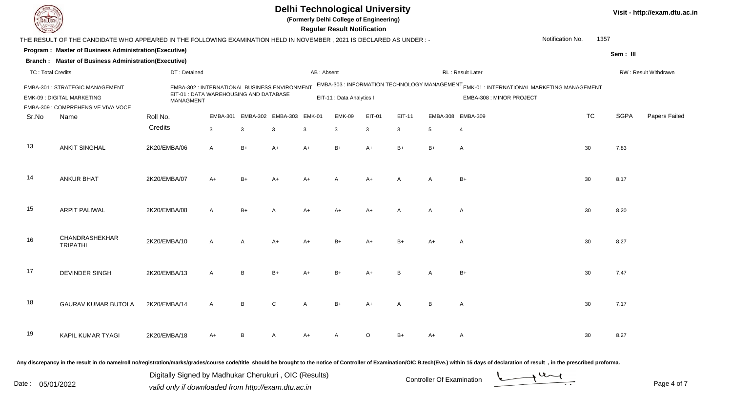# Delhi Technological University

(Formerly Delhi College of Engineering)

**Regular Result Notification**

Visit - http://exam.dtu.ac.in

THE RESULT OF THE CANDIDATE WHO APPEARED IN THE FOLLOWING EXAMINATION HELD IN NOVEMBER , 2021 IS DECLARED AS UNDER : -

Notification No. 1357

**Program : Master of Business Administration(Executive)**

**Branch : Master of Business Administration(Executive)**

Sem : III

TC : Total Credits | DT : Detained | AB : Absent | RL : Result Later | RW : Result Withdrawn

EMBA-301 : STRATEGIC MANAGEMENT
EMBA-302 : INTERNATIONAL BUSINESS ENVIRONMENT
EMBA-303 : INFORMATION TECHNOLOGY MANAGEMENT
EMK-01 : INTERNATIONAL MARKETING MANAGEMENT
EMK-09 : DIGITAL MARKETING
EIT-01 : DATA WAREHOUSING AND DATABASE MANAGMENT
EIT-11 : Data Analytics I
EMBA-308 : MINOR PROJECT
EMBA-309 : COMPREHENSIVE VIVA VOCE

| Sr.No | Name | Roll No. | EMBA-301 | EMBA-302 | EMBA-303 | EMK-01 | EMK-09 | EIT-01 | EIT-11 | EMBA-308 | EMBA-309 | TC | SGPA | Papers Failed |
|---|---|---|---|---|---|---|---|---|---|---|---|---|---|---|
| | | Credits | 3 | 3 | 3 | 3 | 3 | 3 | 3 | 5 | 4 | | | |
| 13 | ANKIT SINGHAL | 2K20/EMBA/06 | A | B+ | A+ | A+ | B+ | A+ | B+ | B+ | A | 30 | 7.83 | |
| 14 | ANKUR BHAT | 2K20/EMBA/07 | A+ | B+ | A+ | A+ | A | A+ | A | A | B+ | 30 | 8.17 | |
| 15 | ARPIT PALIWAL | 2K20/EMBA/08 | A | B+ | A | A+ | A+ | A+ | A | A | A | 30 | 8.20 | |
| 16 | CHANDRASHEKHAR TRIPATHI | 2K20/EMBA/10 | A | A | A+ | A+ | B+ | A+ | B+ | A+ | A | 30 | 8.27 | |
| 17 | DEVINDER SINGH | 2K20/EMBA/13 | A | B | B+ | A+ | B+ | A+ | B | A | B+ | 30 | 7.47 | |
| 18 | GAURAV KUMAR BUTOLA | 2K20/EMBA/14 | A | B | C | A | B+ | A+ | A | B | A | 30 | 7.17 | |
| 19 | KAPIL KUMAR TYAGI | 2K20/EMBA/18 | A+ | B | A | A+ | A | O | B+ | A+ | A | 30 | 8.27 | |

Any discrepancy in the result in r/o name/roll no/registration/marks/grades/course code/title should be brought to the notice of Controller of Examination/OIC B.tech(Eve.) within 15 days of declaration of result , in the prescribed proforma.

Date : 05/01/2022

Digitally Signed by Madhukar Cherukuri , OIC (Results)
valid only if downloaded from http://exam.dtu.ac.in

Controller Of Examination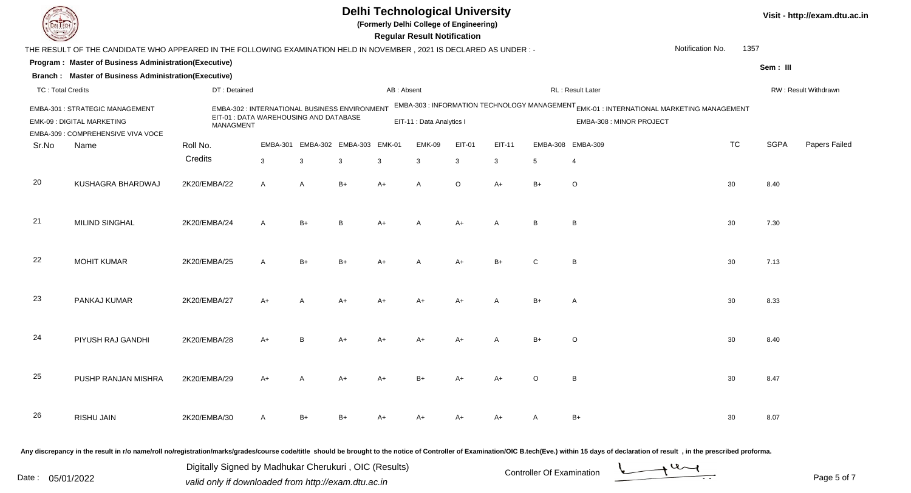# Delhi Technological University

**(Formerly Delhi College of Engineering)**

**Regular Result Notification**

Visit - http://exam.dtu.ac.in

THE RESULT OF THE CANDIDATE WHO APPEARED IN THE FOLLOWING EXAMINATION HELD IN NOVEMBER , 2021 IS DECLARED AS UNDER : -

Notification No. 1357

**Program : Master of Business Administration(Executive)**

**Branch : Master of Business Administration(Executive)**

Sem : III

TC : Total Credits | DT : Detained | AB : Absent | RL : Result Later | RW : Result Withdrawn

EMBA-301 : STRATEGIC MANAGEMENT
EMBA-302 : INTERNATIONAL BUSINESS ENVIRONMENT
EMBA-303 : INFORMATION TECHNOLOGY MANAGEMENT
EMK-01 : INTERNATIONAL MARKETING MANAGEMENT
EMK-09 : DIGITAL MARKETING
EIT-01 : DATA WAREHOUSING AND DATABASE MANAGMENT
EIT-11 : Data Analytics I
EMBA-308 : MINOR PROJECT
EMBA-309 : COMPREHENSIVE VIVA VOCE

| Sr.No | Name | Roll No. | EMBA-301 | EMBA-302 | EMBA-303 | EMK-01 | EMK-09 | EIT-01 | EIT-11 | EMBA-308 | EMBA-309 | TC | SGPA | Papers Failed |
|---|---|---|---|---|---|---|---|---|---|---|---|---|---|---|
| | | Credits | 3 | 3 | 3 | 3 | 3 | 3 | 3 | 5 | 4 | | | |
| 20 | KUSHAGRA BHARDWAJ | 2K20/EMBA/22 | A | A | B+ | A+ | A | O | A+ | B+ | O | 30 | 8.40 | |
| 21 | MILIND SINGHAL | 2K20/EMBA/24 | A | B+ | B | A+ | A | A+ | A | B | B | 30 | 7.30 | |
| 22 | MOHIT KUMAR | 2K20/EMBA/25 | A | B+ | B+ | A+ | A | A+ | B+ | C | B | 30 | 7.13 | |
| 23 | PANKAJ KUMAR | 2K20/EMBA/27 | A+ | A | A+ | A+ | A+ | A+ | A | B+ | A | 30 | 8.33 | |
| 24 | PIYUSH RAJ GANDHI | 2K20/EMBA/28 | A+ | B | A+ | A+ | A+ | A+ | A | B+ | O | 30 | 8.40 | |
| 25 | PUSHP RANJAN MISHRA | 2K20/EMBA/29 | A+ | A | A+ | A+ | B+ | A+ | A+ | O | B | 30 | 8.47 | |
| 26 | RISHU JAIN | 2K20/EMBA/30 | A | B+ | B+ | A+ | A+ | A+ | A+ | A | B+ | 30 | 8.07 | |

**Any discrepancy in the result in r/o name/roll no/registration/marks/grades/course code/title should be brought to the notice of Controller of Examination/OIC B.tech(Eve.) within 15 days of declaration of result , in the prescribed proforma.**

Date : 05/01/2022

Digitally Signed by Madhukar Cherukuri , OIC (Results)
valid only if downloaded from http://exam.dtu.ac.in

Controller Of Examination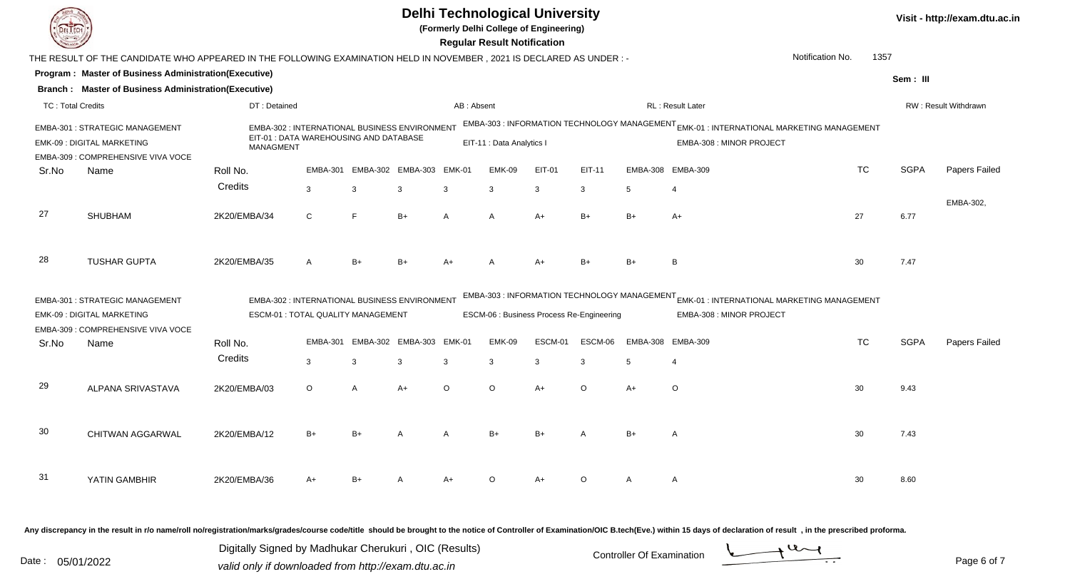# Delhi Technological University

(Formerly Delhi College of Engineering)

**Regular Result Notification**

Visit - http://exam.dtu.ac.in

THE RESULT OF THE CANDIDATE WHO APPEARED IN THE FOLLOWING EXAMINATION HELD IN NOVEMBER , 2021 IS DECLARED AS UNDER : -

Notification No. 1357

**Program : Master of Business Administration(Executive)**

**Branch : Master of Business Administration(Executive)**

Sem : III

TC : Total Credits | DT : Detained | AB : Absent | RL : Result Later | RW : Result Withdrawn

EMBA-301 : STRATEGIC MANAGEMENT
EMBA-302 : INTERNATIONAL BUSINESS ENVIRONMENT
EMBA-303 : INFORMATION TECHNOLOGY MANAGEMENT
EMK-01 : INTERNATIONAL MARKETING MANAGEMENT
EMK-09 : DIGITAL MARKETING
EIT-01 : DATA WAREHOUSING AND DATABASE MANAGMENT
EIT-11 : Data Analytics I
EMBA-308 : MINOR PROJECT
EMBA-309 : COMPREHENSIVE VIVA VOCE

| Sr.No | Name | Roll No. | EMBA-301 | EMBA-302 | EMBA-303 | EMK-01 | EMK-09 | EIT-01 | EIT-11 | EMBA-308 | EMBA-309 | TC | SGPA | Papers Failed |
|---|---|---|---|---|---|---|---|---|---|---|---|---|---|---|
| | | Credits | 3 | 3 | 3 | 3 | 3 | 3 | 3 | 5 | 4 | | | |
| 27 | SHUBHAM | 2K20/EMBA/34 | C | F | B+ | A | A | A+ | B+ | B+ | A+ | 27 | 6.77 | EMBA-302, |
| 28 | TUSHAR GUPTA | 2K20/EMBA/35 | A | B+ | B+ | A+ | A | A+ | B+ | B+ | B | 30 | 7.47 | |

EMBA-301 : STRATEGIC MANAGEMENT
EMBA-302 : INTERNATIONAL BUSINESS ENVIRONMENT
EMBA-303 : INFORMATION TECHNOLOGY MANAGEMENT
EMK-01 : INTERNATIONAL MARKETING MANAGEMENT
EMK-09 : DIGITAL MARKETING
ESCM-01 : TOTAL QUALITY MANAGEMENT
ESCM-06 : Business Process Re-Engineering
EMBA-308 : MINOR PROJECT
EMBA-309 : COMPREHENSIVE VIVA VOCE

| Sr.No | Name | Roll No. | EMBA-301 | EMBA-302 | EMBA-303 | EMK-01 | EMK-09 | ESCM-01 | ESCM-06 | EMBA-308 | EMBA-309 | TC | SGPA | Papers Failed |
|---|---|---|---|---|---|---|---|---|---|---|---|---|---|---|
| | | Credits | 3 | 3 | 3 | 3 | 3 | 3 | 3 | 5 | 4 | | | |
| 29 | ALPANA SRIVASTAVA | 2K20/EMBA/03 | O | A | A+ | O | O | A+ | O | A+ | O | 30 | 9.43 | |
| 30 | CHITWAN AGGARWAL | 2K20/EMBA/12 | B+ | B+ | A | A | B+ | B+ | A | B+ | A | 30 | 7.43 | |
| 31 | YATIN GAMBHIR | 2K20/EMBA/36 | A+ | B+ | A | A+ | O | A+ | O | A | A | 30 | 8.60 | |

Any discrepancy in the result in r/o name/roll no/registration/marks/grades/course code/title should be brought to the notice of Controller of Examination/OIC B.tech(Eve.) within 15 days of declaration of result , in the prescribed proforma.

Date : 05/01/2022

Digitally Signed by Madhukar Cherukuri , OIC (Results)
valid only if downloaded from http://exam.dtu.ac.in

Controller Of Examination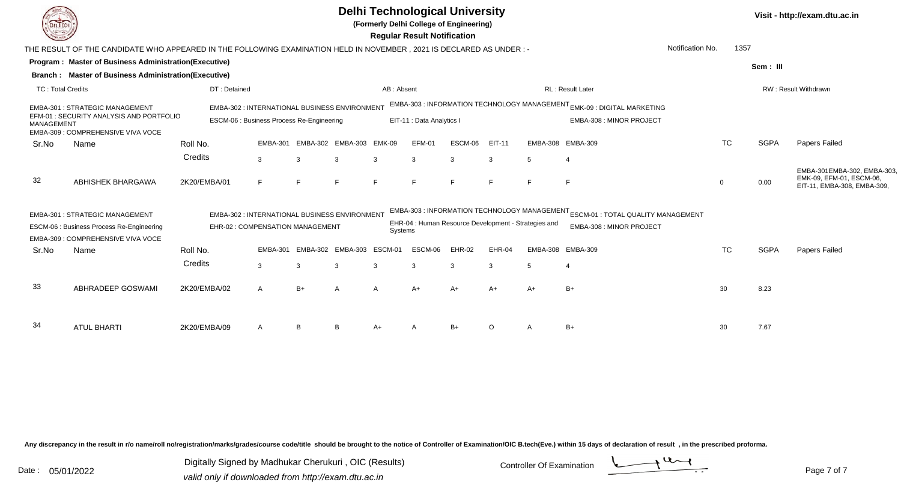# Delhi Technological University

**(Formerly Delhi College of Engineering)**

**Regular Result Notification**

Visit - http://exam.dtu.ac.in

THE RESULT OF THE CANDIDATE WHO APPEARED IN THE FOLLOWING EXAMINATION HELD IN NOVEMBER , 2021 IS DECLARED AS UNDER : -

Notification No. 1357

**Program : Master of Business Administration(Executive)**

**Branch : Master of Business Administration(Executive)**

Sem : III

TC : Total Credits | DT : Detained | AB : Absent | RL : Result Later | RW : Result Withdrawn

EMBA-301 : STRATEGIC MANAGEMENT
EMBA-302 : INTERNATIONAL BUSINESS ENVIRONMENT
EMBA-303 : INFORMATION TECHNOLOGY MANAGEMENT
EMK-09 : DIGITAL MARKETING
EFM-01 : SECURITY ANALYSIS AND PORTFOLIO MANAGEMENT
ESCM-06 : Business Process Re-Engineering
EIT-11 : Data Analytics I
EMBA-308 : MINOR PROJECT
EMBA-309 : COMPREHENSIVE VIVA VOCE

| Sr.No | Name | Roll No. | EMBA-301 | EMBA-302 | EMBA-303 | EMK-09 | EFM-01 | ESCM-06 | EIT-11 | EMBA-308 | EMBA-309 | TC | SGPA | Papers Failed |
|---|---|---|---|---|---|---|---|---|---|---|---|---|---|---|
| | | Credits | 3 | 3 | 3 | 3 | 3 | 3 | 3 | 5 | 4 | | | |
| 32 | ABHISHEK BHARGAWA | 2K20/EMBA/01 | F | F | F | F | F | F | F | F | F | 0 | 0.00 | EMBA-301EMBA-302, EMBA-303, EMK-09, EFM-01, ESCM-06, EIT-11, EMBA-308, EMBA-309, |

EMBA-301 : STRATEGIC MANAGEMENT
EMBA-302 : INTERNATIONAL BUSINESS ENVIRONMENT
EMBA-303 : INFORMATION TECHNOLOGY MANAGEMENT
ESCM-01 : TOTAL QUALITY MANAGEMENT
ESCM-06 : Business Process Re-Engineering
EHR-02 : COMPENSATION MANAGEMENT
EHR-04 : Human Resource Development - Strategies and Systems
EMBA-308 : MINOR PROJECT
EMBA-309 : COMPREHENSIVE VIVA VOCE

| Sr.No | Name | Roll No. | EMBA-301 | EMBA-302 | EMBA-303 | ESCM-01 | ESCM-06 | EHR-02 | EHR-04 | EMBA-308 | EMBA-309 | TC | SGPA | Papers Failed |
|---|---|---|---|---|---|---|---|---|---|---|---|---|---|---|
| | | Credits | 3 | 3 | 3 | 3 | 3 | 3 | 3 | 5 | 4 | | | |
| 33 | ABHRADEEP GOSWAMI | 2K20/EMBA/02 | A | B+ | A | A | A+ | A+ | A+ | A+ | B+ | 30 | 8.23 | |
| 34 | ATUL BHARTI | 2K20/EMBA/09 | A | B | B | A+ | A | B+ | O | A | B+ | 30 | 7.67 | |

Any discrepancy in the result in r/o name/roll no/registration/marks/grades/course code/title should be brought to the notice of Controller of Examination/OIC B.tech(Eve.) within 15 days of declaration of result , in the prescribed proforma.

Date : 05/01/2022

Digitally Signed by Madhukar Cherukuri , OIC (Results)
*valid only if downloaded from http://exam.dtu.ac.in*

Controller Of Examination